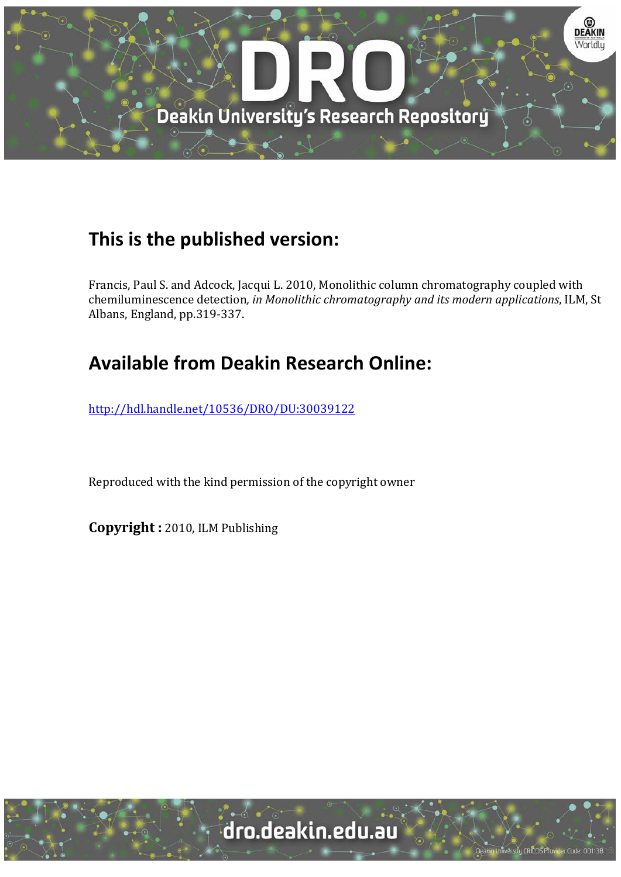## This is the published version:

Francis, Paul S. and Adcock, Jacqui L. 2010, Monolithic column chromatography coupled with chemiluminescence detection, *in Monolithic chromatography and its modern applications*, ILM, St Albans, England, pp.319-337.

## Available from Deakin Research Online:

http://hdl.handle.net/10536/DRO/DU:30039122

Reproduced with the kind permission of the copyright owner

**Copyright :** 2010, ILM Publishing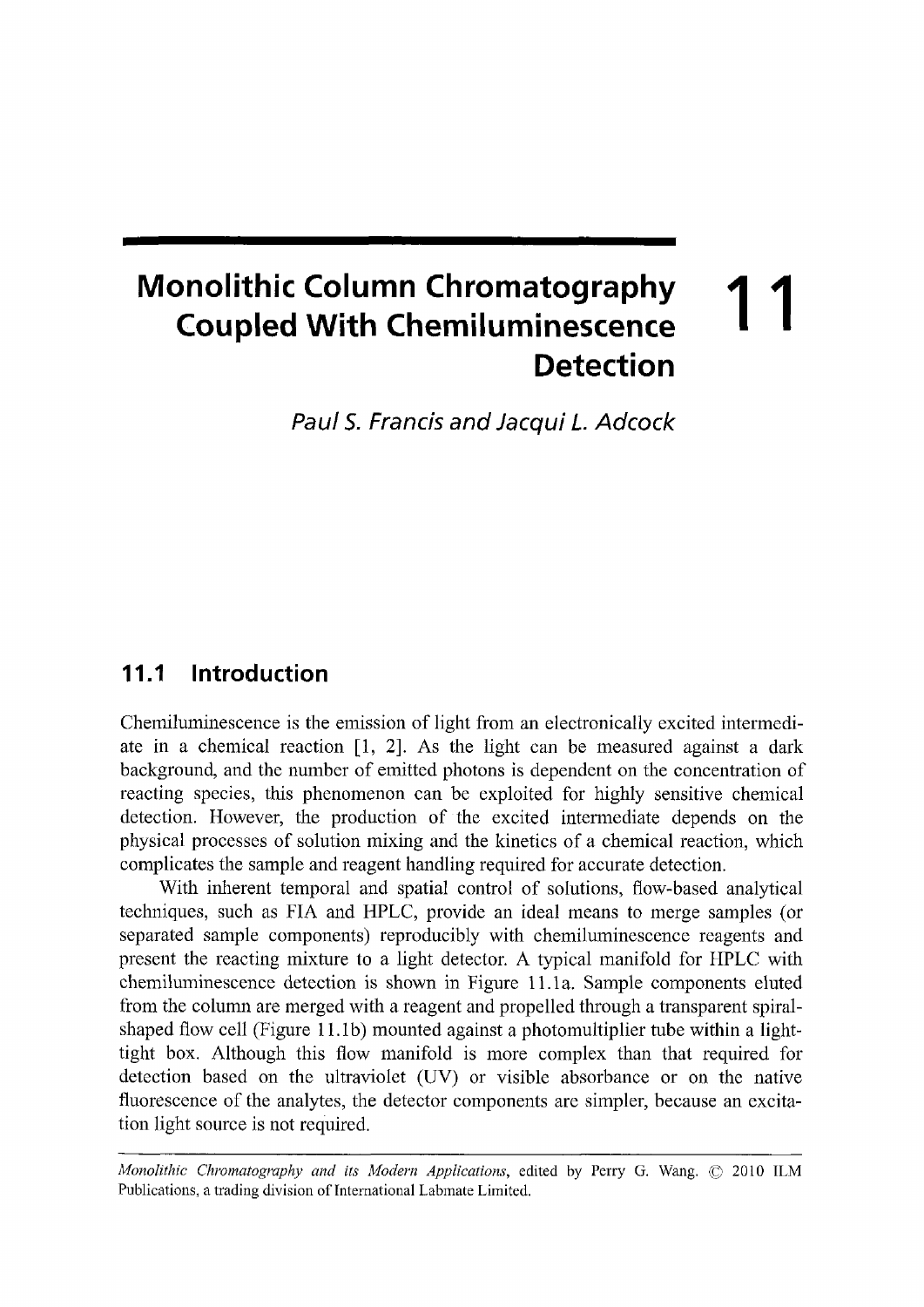# 11 Monolithic Column Chromatography Coupled With Chemiluminescence Detection

*Paul S. Francis and Jacqui L. Adcock*

## 11.1 Introduction

Chemiluminescence is the emission of light from an electronically excited intermediate in a chemical reaction [1, 2]. As the light can be measured against a dark background, and the number of emitted photons is dependent on the concentration of reacting species, this phenomenon can be exploited for highly sensitive chemical detection. However, the production of the excited intermediate depends on the physical processes of solution mixing and the kinetics of a chemical reaction, which complicates the sample and reagent handling required for accurate detection.

With inherent temporal and spatial control of solutions, flow-based analytical techniques, such as FIA and HPLC, provide an ideal means to merge samples (or separated sample components) reproducibly with chemiluminescence reagents and present the reacting mixture to a light detector. A typical manifold for HPLC with chemiluminescence detection is shown in Figure 11.1a. Sample components eluted from the column are merged with a reagent and propelled through a transparent spiral-shaped flow cell (Figure 11.1b) mounted against a photomultiplier tube within a light-tight box. Although this flow manifold is more complex than that required for detection based on the ultraviolet (UV) or visible absorbance or on the native fluorescence of the analytes, the detector components are simpler, because an excitation light source is not required.

---

*Monolithic Chromatography and its Modern Applications*, edited by Perry G. Wang. © 2010 ILM Publications, a trading division of International Labmate Limited.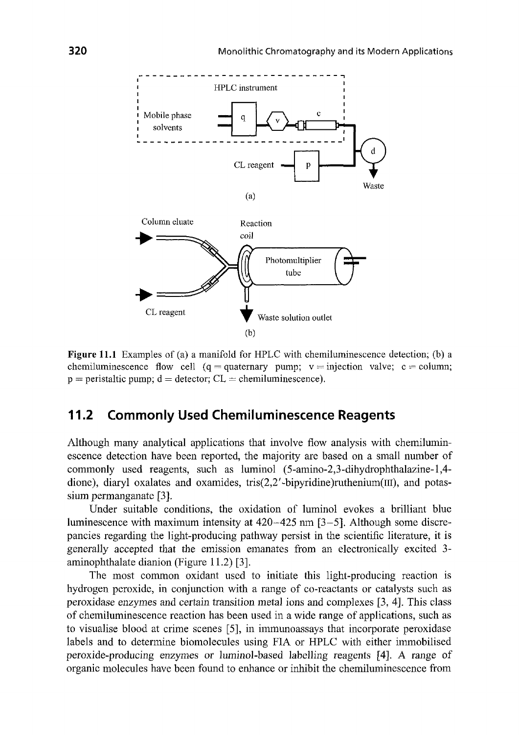**Figure 11.1** Examples of (a) a manifold for HPLC with chemiluminescence detection; (b) a chemiluminescence flow cell (q = quaternary pump; v = injection valve; c = column; p = peristaltic pump; d = detector; CL = chemiluminescence).

## 11.2 Commonly Used Chemiluminescence Reagents

Although many analytical applications that involve flow analysis with chemiluminescence detection have been reported, the majority are based on a small number of commonly used reagents, such as luminol (5-amino-2,3-dihydrophthalazine-1,4-dione), diaryl oxalates and oxamides, tris(2,2′-bipyridine)ruthenium(III), and potassium permanganate [3].

Under suitable conditions, the oxidation of luminol evokes a brilliant blue luminescence with maximum intensity at 420–425 nm [3–5]. Although some discrepancies regarding the light-producing pathway persist in the scientific literature, it is generally accepted that the emission emanates from an electronically excited 3-aminophthalate dianion (Figure 11.2) [3].

The most common oxidant used to initiate this light-producing reaction is hydrogen peroxide, in conjunction with a range of co-reactants or catalysts such as peroxidase enzymes and certain transition metal ions and complexes [3, 4]. This class of chemiluminescence reaction has been used in a wide range of applications, such as to visualise blood at crime scenes [5], in immunoassays that incorporate peroxidase labels and to determine biomolecules using FIA or HPLC with either immobilised peroxide-producing enzymes or luminol-based labelling reagents [4]. A range of organic molecules have been found to enhance or inhibit the chemiluminescence from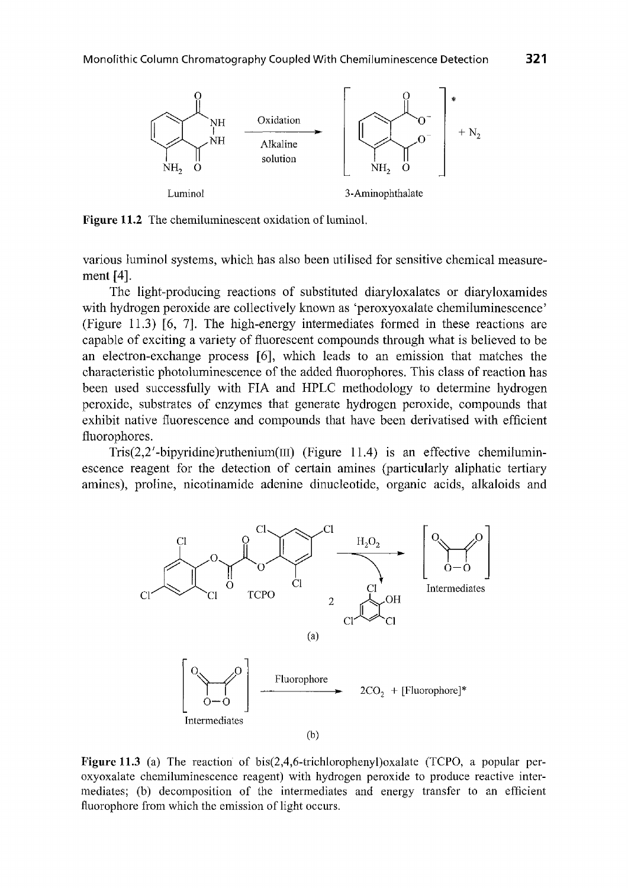**Figure 11.2** The chemiluminescent oxidation of luminol.

various luminol systems, which has also been utilised for sensitive chemical measurement [4].

The light-producing reactions of substituted diaryloxalates or diaryloxamides with hydrogen peroxide are collectively known as 'peroxyoxalate chemiluminescence' (Figure 11.3) [6, 7]. The high-energy intermediates formed in these reactions are capable of exciting a variety of fluorescent compounds through what is believed to be an electron-exchange process [6], which leads to an emission that matches the characteristic photoluminescence of the added fluorophores. This class of reaction has been used successfully with FIA and HPLC methodology to determine hydrogen peroxide, substrates of enzymes that generate hydrogen peroxide, compounds that exhibit native fluorescence and compounds that have been derivatised with efficient fluorophores.

Tris(2,2′-bipyridine)ruthenium(III) (Figure 11.4) is an effective chemiluminescence reagent for the detection of certain amines (particularly aliphatic tertiary amines), proline, nicotinamide adenine dinucleotide, organic acids, alkaloids and

**Figure 11.3** (a) The reaction of bis(2,4,6-trichlorophenyl)oxalate (TCPO, a popular peroxyoxalate chemiluminescence reagent) with hydrogen peroxide to produce reactive intermediates; (b) decomposition of the intermediates and energy transfer to an efficient fluorophore from which the emission of light occurs.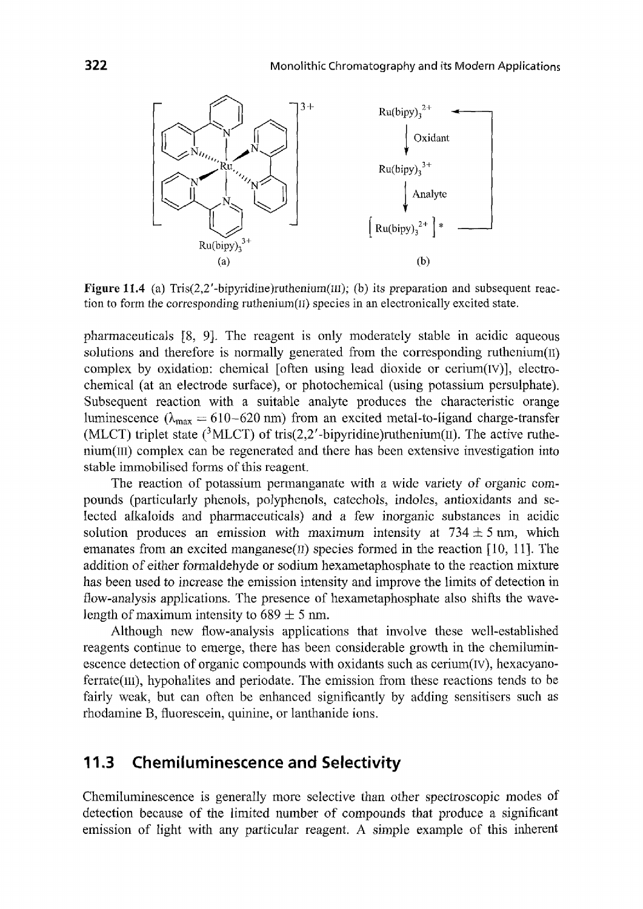Figure 11.4 (a) Tris(2,2′-bipyridine)ruthenium(III); (b) its preparation and subsequent reaction to form the corresponding ruthenium(II) species in an electronically excited state.

pharmaceuticals [8, 9]. The reagent is only moderately stable in acidic aqueous solutions and therefore is normally generated from the corresponding ruthenium(II) complex by oxidation: chemical [often using lead dioxide or cerium(IV)], electrochemical (at an electrode surface), or photochemical (using potassium persulphate). Subsequent reaction with a suitable analyte produces the characteristic orange luminescence ($\lambda_{max} = 610$–$620$ nm) from an excited metal-to-ligand charge-transfer (MLCT) triplet state ($^3$MLCT) of tris(2,2′-bipyridine)ruthenium(II). The active ruthenium(III) complex can be regenerated and there has been extensive investigation into stable immobilised forms of this reagent.

The reaction of potassium permanganate with a wide variety of organic compounds (particularly phenols, polyphenols, catechols, indoles, antioxidants and selected alkaloids and pharmaceuticals) and a few inorganic substances in acidic solution produces an emission with maximum intensity at $734 \pm 5$ nm, which emanates from an excited manganese(II) species formed in the reaction [10, 11]. The addition of either formaldehyde or sodium hexametaphosphate to the reaction mixture has been used to increase the emission intensity and improve the limits of detection in flow-analysis applications. The presence of hexametaphosphate also shifts the wavelength of maximum intensity to $689 \pm 5$ nm.

Although new flow-analysis applications that involve these well-established reagents continue to emerge, there has been considerable growth in the chemiluminescence detection of organic compounds with oxidants such as cerium(IV), hexacyanoferrate(III), hypohalites and periodate. The emission from these reactions tends to be fairly weak, but can often be enhanced significantly by adding sensitisers such as rhodamine B, fluorescein, quinine, or lanthanide ions.

## 11.3 Chemiluminescence and Selectivity

Chemiluminescence is generally more selective than other spectroscopic modes of detection because of the limited number of compounds that produce a significant emission of light with any particular reagent. A simple example of this inherent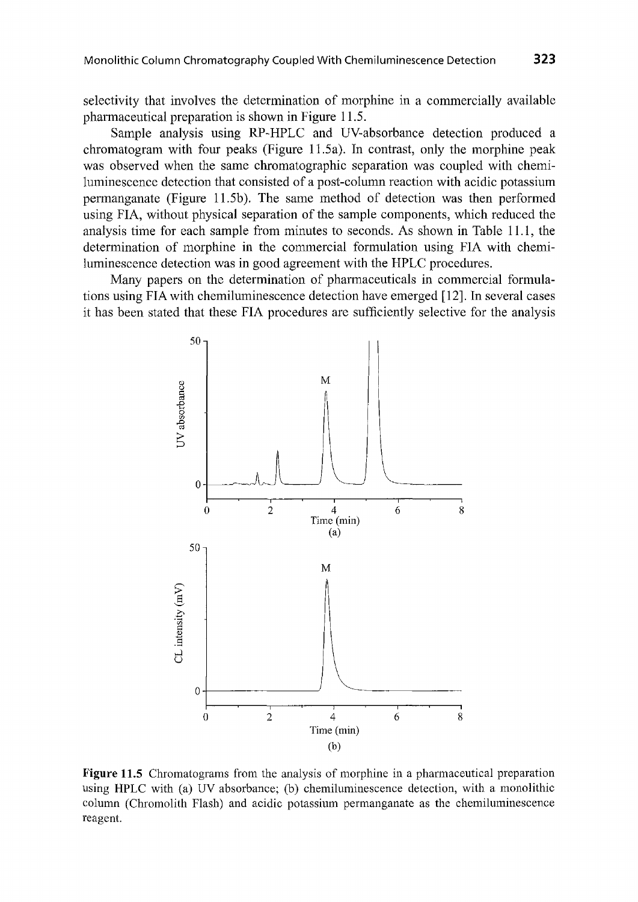selectivity that involves the determination of morphine in a commercially available pharmaceutical preparation is shown in Figure 11.5.

Sample analysis using RP-HPLC and UV-absorbance detection produced a chromatogram with four peaks (Figure 11.5a). In contrast, only the morphine peak was observed when the same chromatographic separation was coupled with chemiluminescence detection that consisted of a post-column reaction with acidic potassium permanganate (Figure 11.5b). The same method of detection was then performed using FIA, without physical separation of the sample components, which reduced the analysis time for each sample from minutes to seconds. As shown in Table 11.1, the determination of morphine in the commercial formulation using FIA with chemiluminescence detection was in good agreement with the HPLC procedures.

Many papers on the determination of pharmaceuticals in commercial formulations using FIA with chemiluminescence detection have emerged [12]. In several cases it has been stated that these FIA procedures are sufficiently selective for the analysis

**Figure 11.5** Chromatograms from the analysis of morphine in a pharmaceutical preparation using HPLC with (a) UV absorbance; (b) chemiluminescence detection, with a monolithic column (Chromolith Flash) and acidic potassium permanganate as the chemiluminescence reagent.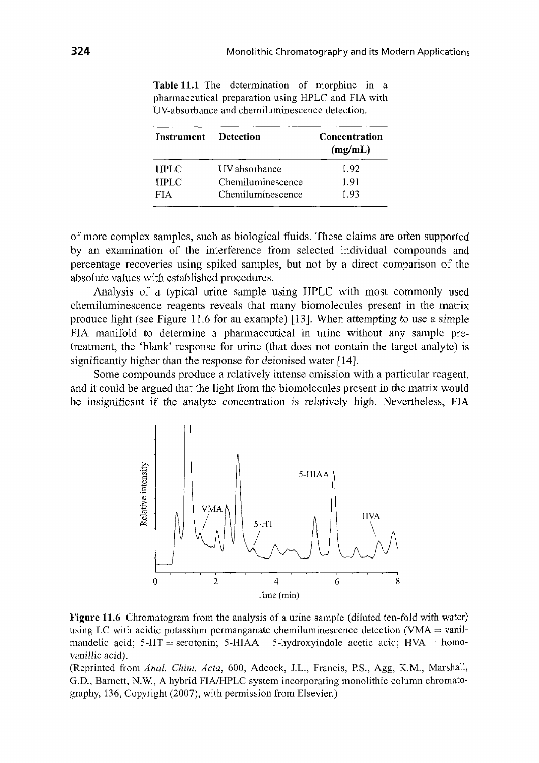**Table 11.1** The determination of morphine in a pharmaceutical preparation using HPLC and FIA with UV-absorbance and chemiluminescence detection.

| Instrument | Detection | Concentration (mg/mL) |
|---|---|---|
| HPLC | UV absorbance | 1.92 |
| HPLC | Chemiluminescence | 1.91 |
| FIA | Chemiluminescence | 1.93 |

of more complex samples, such as biological fluids. These claims are often supported by an examination of the interference from selected individual compounds and percentage recoveries using spiked samples, but not by a direct comparison of the absolute values with established procedures.

Analysis of a typical urine sample using HPLC with most commonly used chemiluminescence reagents reveals that many biomolecules present in the matrix produce light (see Figure 11.6 for an example) [13]. When attempting to use a simple FIA manifold to determine a pharmaceutical in urine without any sample pretreatment, the 'blank' response for urine (that does not contain the target analyte) is significantly higher than the response for deionised water [14].

Some compounds produce a relatively intense emission with a particular reagent, and it could be argued that the light from the biomolecules present in the matrix would be insignificant if the analyte concentration is relatively high. Nevertheless, FIA

**Figure 11.6** Chromatogram from the analysis of a urine sample (diluted ten-fold with water) using LC with acidic potassium permanganate chemiluminescence detection (VMA = vanilmandelic acid; 5-HT = serotonin; 5-HIAA = 5-hydroxyindole acetic acid; HVA = homovanillic acid).

(Reprinted from *Anal. Chim. Acta*, 600, Adcock, J.L., Francis, P.S., Agg, K.M., Marshall, G.D., Barnett, N.W., A hybrid FIA/HPLC system incorporating monolithic column chromatography, 136, Copyright (2007), with permission from Elsevier.)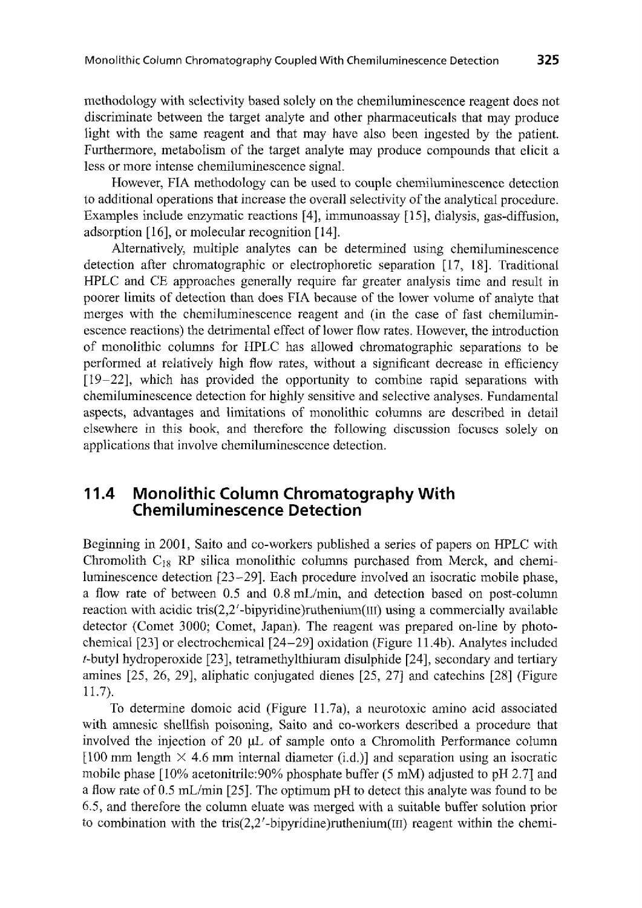methodology with selectivity based solely on the chemiluminescence reagent does not discriminate between the target analyte and other pharmaceuticals that may produce light with the same reagent and that may have also been ingested by the patient. Furthermore, metabolism of the target analyte may produce compounds that elicit a less or more intense chemiluminescence signal.

However, FIA methodology can be used to couple chemiluminescence detection to additional operations that increase the overall selectivity of the analytical procedure. Examples include enzymatic reactions [4], immunoassay [15], dialysis, gas-diffusion, adsorption [16], or molecular recognition [14].

Alternatively, multiple analytes can be determined using chemiluminescence detection after chromatographic or electrophoretic separation [17, 18]. Traditional HPLC and CE approaches generally require far greater analysis time and result in poorer limits of detection than does FIA because of the lower volume of analyte that merges with the chemiluminescence reagent and (in the case of fast chemiluminescence reactions) the detrimental effect of lower flow rates. However, the introduction of monolithic columns for HPLC has allowed chromatographic separations to be performed at relatively high flow rates, without a significant decrease in efficiency [19–22], which has provided the opportunity to combine rapid separations with chemiluminescence detection for highly sensitive and selective analyses. Fundamental aspects, advantages and limitations of monolithic columns are described in detail elsewhere in this book, and therefore the following discussion focuses solely on applications that involve chemiluminescence detection.

## 11.4 Monolithic Column Chromatography With Chemiluminescence Detection

Beginning in 2001, Saito and co-workers published a series of papers on HPLC with Chromolith $C_{18}$ RP silica monolithic columns purchased from Merck, and chemiluminescence detection [23–29]. Each procedure involved an isocratic mobile phase, a flow rate of between 0.5 and 0.8 mL/min, and detection based on post-column reaction with acidic tris(2,2′-bipyridine)ruthenium(III) using a commercially available detector (Comet 3000; Comet, Japan). The reagent was prepared on-line by photochemical [23] or electrochemical [24–29] oxidation (Figure 11.4b). Analytes included *t*-butyl hydroperoxide [23], tetramethylthiuram disulphide [24], secondary and tertiary amines [25, 26, 29], aliphatic conjugated dienes [25, 27] and catechins [28] (Figure 11.7).

To determine domoic acid (Figure 11.7a), a neurotoxic amino acid associated with amnesic shellfish poisoning, Saito and co-workers described a procedure that involved the injection of 20 μL of sample onto a Chromolith Performance column [100 mm length × 4.6 mm internal diameter (i.d.)] and separation using an isocratic mobile phase [10% acetonitrile:90% phosphate buffer (5 mM) adjusted to pH 2.7] and a flow rate of 0.5 mL/min [25]. The optimum pH to detect this analyte was found to be 6.5, and therefore the column eluate was merged with a suitable buffer solution prior to combination with the tris(2,2′-bipyridine)ruthenium(III) reagent within the chemi-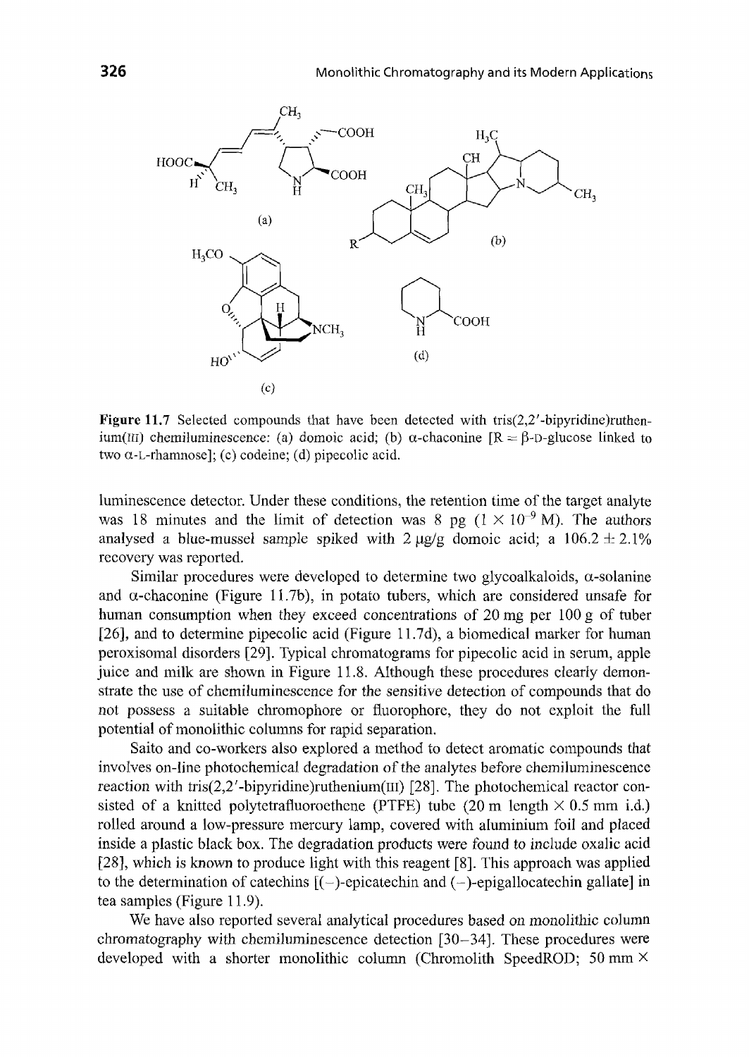**Figure 11.7** Selected compounds that have been detected with tris(2,2′-bipyridine)ruthenium(III) chemiluminescence: (a) domoic acid; (b) α-chaconine [R = β-D-glucose linked to two α-L-rhamnose]; (c) codeine; (d) pipecolic acid.

luminescence detector. Under these conditions, the retention time of the target analyte was 18 minutes and the limit of detection was 8 pg ($1 \times 10^{-9}$ M). The authors analysed a blue-mussel sample spiked with 2 μg/g domoic acid; a 106.2 ± 2.1% recovery was reported.

Similar procedures were developed to determine two glycoalkaloids, α-solanine and α-chaconine (Figure 11.7b), in potato tubers, which are considered unsafe for human consumption when they exceed concentrations of 20 mg per 100 g of tuber [26], and to determine pipecolic acid (Figure 11.7d), a biomedical marker for human peroxisomal disorders [29]. Typical chromatograms for pipecolic acid in serum, apple juice and milk are shown in Figure 11.8. Although these procedures clearly demonstrate the use of chemiluminescence for the sensitive detection of compounds that do not possess a suitable chromophore or fluorophore, they do not exploit the full potential of monolithic columns for rapid separation.

Saito and co-workers also explored a method to detect aromatic compounds that involves on-line photochemical degradation of the analytes before chemiluminescence reaction with tris(2,2′-bipyridine)ruthenium(III) [28]. The photochemical reactor consisted of a knitted polytetrafluoroethene (PTFE) tube (20 m length × 0.5 mm i.d.) rolled around a low-pressure mercury lamp, covered with aluminium foil and placed inside a plastic black box. The degradation products were found to include oxalic acid [28], which is known to produce light with this reagent [8]. This approach was applied to the determination of catechins [(−)-epicatechin and (−)-epigallocatechin gallate] in tea samples (Figure 11.9).

We have also reported several analytical procedures based on monolithic column chromatography with chemiluminescence detection [30–34]. These procedures were developed with a shorter monolithic column (Chromolith SpeedROD; 50 mm ×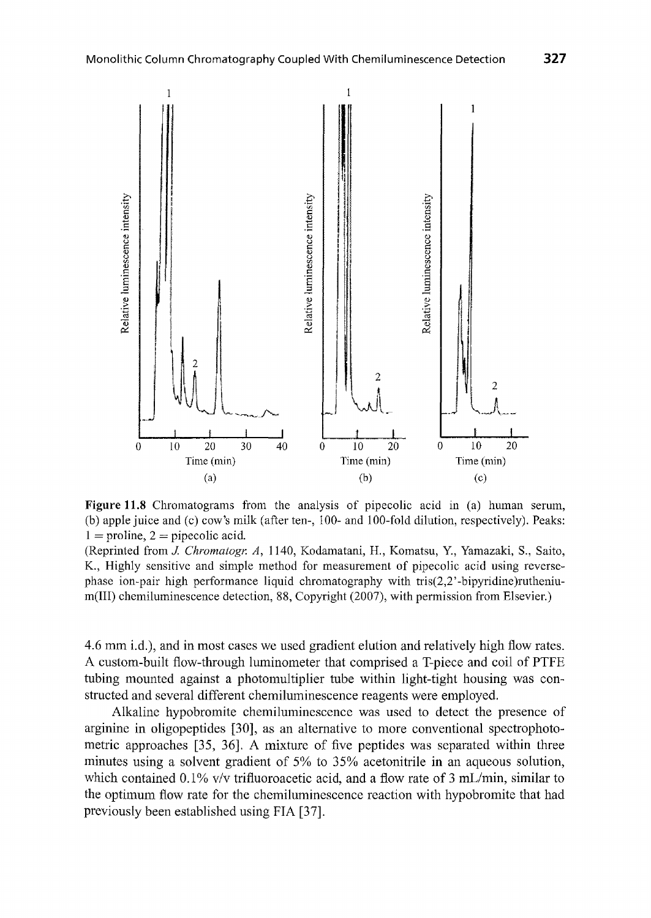**Figure 11.8** Chromatograms from the analysis of pipecolic acid in (a) human serum, (b) apple juice and (c) cow's milk (after ten-, 100- and 100-fold dilution, respectively). Peaks: 1 = proline, 2 = pipecolic acid.

(Reprinted from *J. Chromatogr. A*, 1140, Kodamatani, H., Komatsu, Y., Yamazaki, S., Saito, K., Highly sensitive and simple method for measurement of pipecolic acid using reverse-phase ion-pair high performance liquid chromatography with tris(2,2'-bipyridine)ruthenium(III) chemiluminescence detection, 88, Copyright (2007), with permission from Elsevier.)

4.6 mm i.d.), and in most cases we used gradient elution and relatively high flow rates. A custom-built flow-through luminometer that comprised a T-piece and coil of PTFE tubing mounted against a photomultiplier tube within light-tight housing was constructed and several different chemiluminescence reagents were employed.

Alkaline hypobromite chemiluminescence was used to detect the presence of arginine in oligopeptides [30], as an alternative to more conventional spectrophotometric approaches [35, 36]. A mixture of five peptides was separated within three minutes using a solvent gradient of 5% to 35% acetonitrile in an aqueous solution, which contained 0.1% v/v trifluoroacetic acid, and a flow rate of 3 mL/min, similar to the optimum flow rate for the chemiluminescence reaction with hypobromite that had previously been established using FIA [37].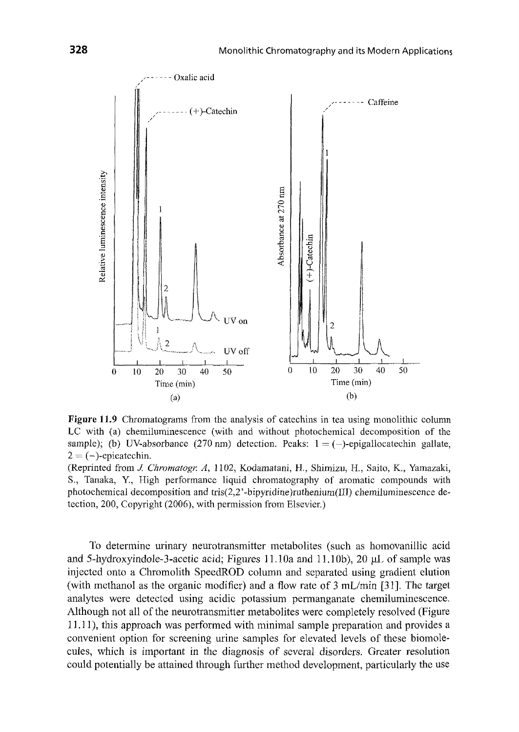Figure 11.9 Chromatograms from the analysis of catechins in tea using monolithic column LC with (a) chemiluminescence (with and without photochemical decomposition of the sample); (b) UV-absorbance (270 nm) detection. Peaks: 1 = (−)-epigallocatechin gallate, 2 = (−)-epicatechin.

(Reprinted from *J. Chromatogr. A*, 1102, Kodamatani, H., Shimizu, H., Saito, K., Yamazaki, S., Tanaka, Y., High performance liquid chromatography of aromatic compounds with photochemical decomposition and tris(2,2'-bipyridine)ruthenium(III) chemiluminescence detection, 200, Copyright (2006), with permission from Elsevier.)

To determine urinary neurotransmitter metabolites (such as homovanillic acid and 5-hydroxyindole-3-acetic acid; Figures 11.10a and 11.10b), 20 μL of sample was injected onto a Chromolith SpeedROD column and separated using gradient elution (with methanol as the organic modifier) and a flow rate of 3 mL/min [31]. The target analytes were detected using acidic potassium permanganate chemiluminescence. Although not all of the neurotransmitter metabolites were completely resolved (Figure 11.11), this approach was performed with minimal sample preparation and provides a convenient option for screening urine samples for elevated levels of these biomolecules, which is important in the diagnosis of several disorders. Greater resolution could potentially be attained through further method development, particularly the use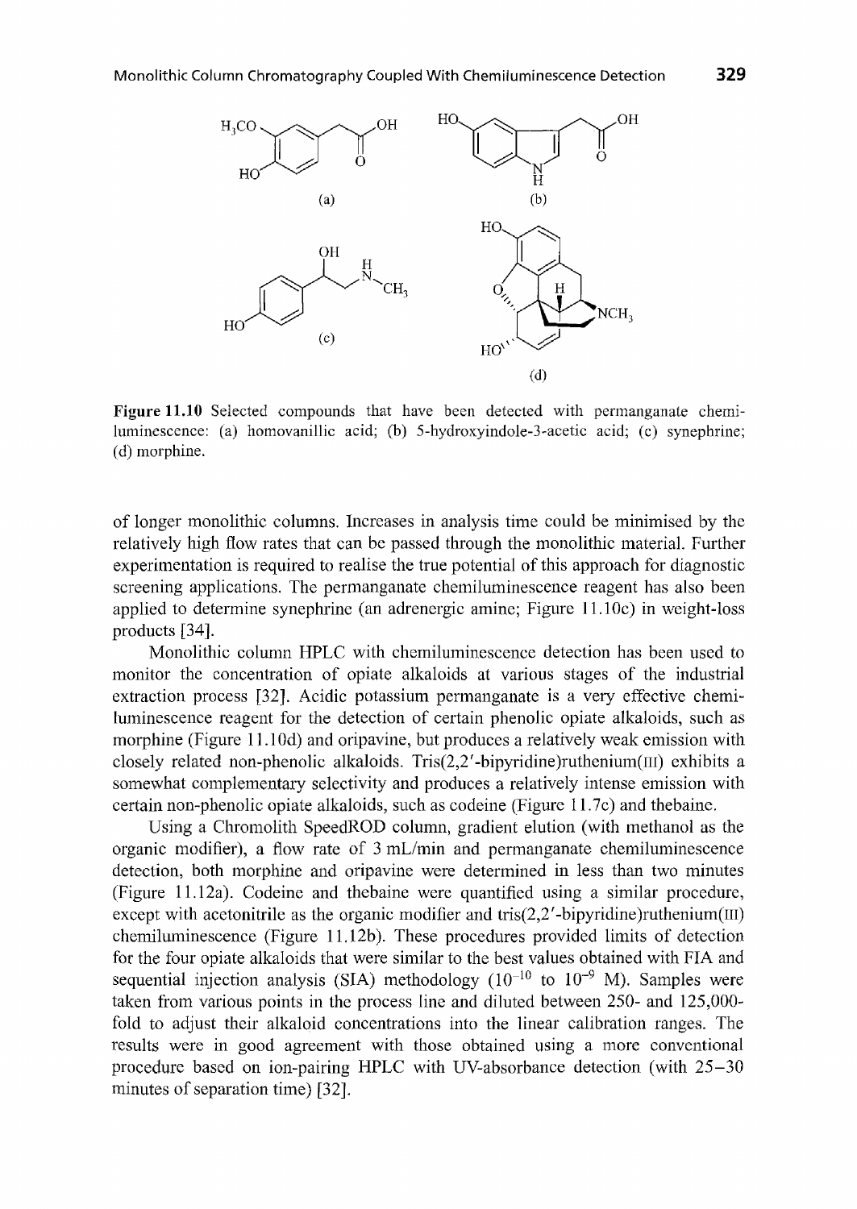**Figure 11.10** Selected compounds that have been detected with permanganate chemiluminescence: (a) homovanillic acid; (b) 5-hydroxyindole-3-acetic acid; (c) synephrine; (d) morphine.

of longer monolithic columns. Increases in analysis time could be minimised by the relatively high flow rates that can be passed through the monolithic material. Further experimentation is required to realise the true potential of this approach for diagnostic screening applications. The permanganate chemiluminescence reagent has also been applied to determine synephrine (an adrenergic amine; Figure 11.10c) in weight-loss products [34].

Monolithic column HPLC with chemiluminescence detection has been used to monitor the concentration of opiate alkaloids at various stages of the industrial extraction process [32]. Acidic potassium permanganate is a very effective chemiluminescence reagent for the detection of certain phenolic opiate alkaloids, such as morphine (Figure 11.10d) and oripavine, but produces a relatively weak emission with closely related non-phenolic alkaloids. Tris(2,2′-bipyridine)ruthenium(III) exhibits a somewhat complementary selectivity and produces a relatively intense emission with certain non-phenolic opiate alkaloids, such as codeine (Figure 11.7c) and thebaine.

Using a Chromolith SpeedROD column, gradient elution (with methanol as the organic modifier), a flow rate of 3 mL/min and permanganate chemiluminescence detection, both morphine and oripavine were determined in less than two minutes (Figure 11.12a). Codeine and thebaine were quantified using a similar procedure, except with acetonitrile as the organic modifier and tris(2,2′-bipyridine)ruthenium(III) chemiluminescence (Figure 11.12b). These procedures provided limits of detection for the four opiate alkaloids that were similar to the best values obtained with FIA and sequential injection analysis (SIA) methodology ($10^{-10}$ to $10^{-9}$ M). Samples were taken from various points in the process line and diluted between 250- and 125,000-fold to adjust their alkaloid concentrations into the linear calibration ranges. The results were in good agreement with those obtained using a more conventional procedure based on ion-pairing HPLC with UV-absorbance detection (with 25–30 minutes of separation time) [32].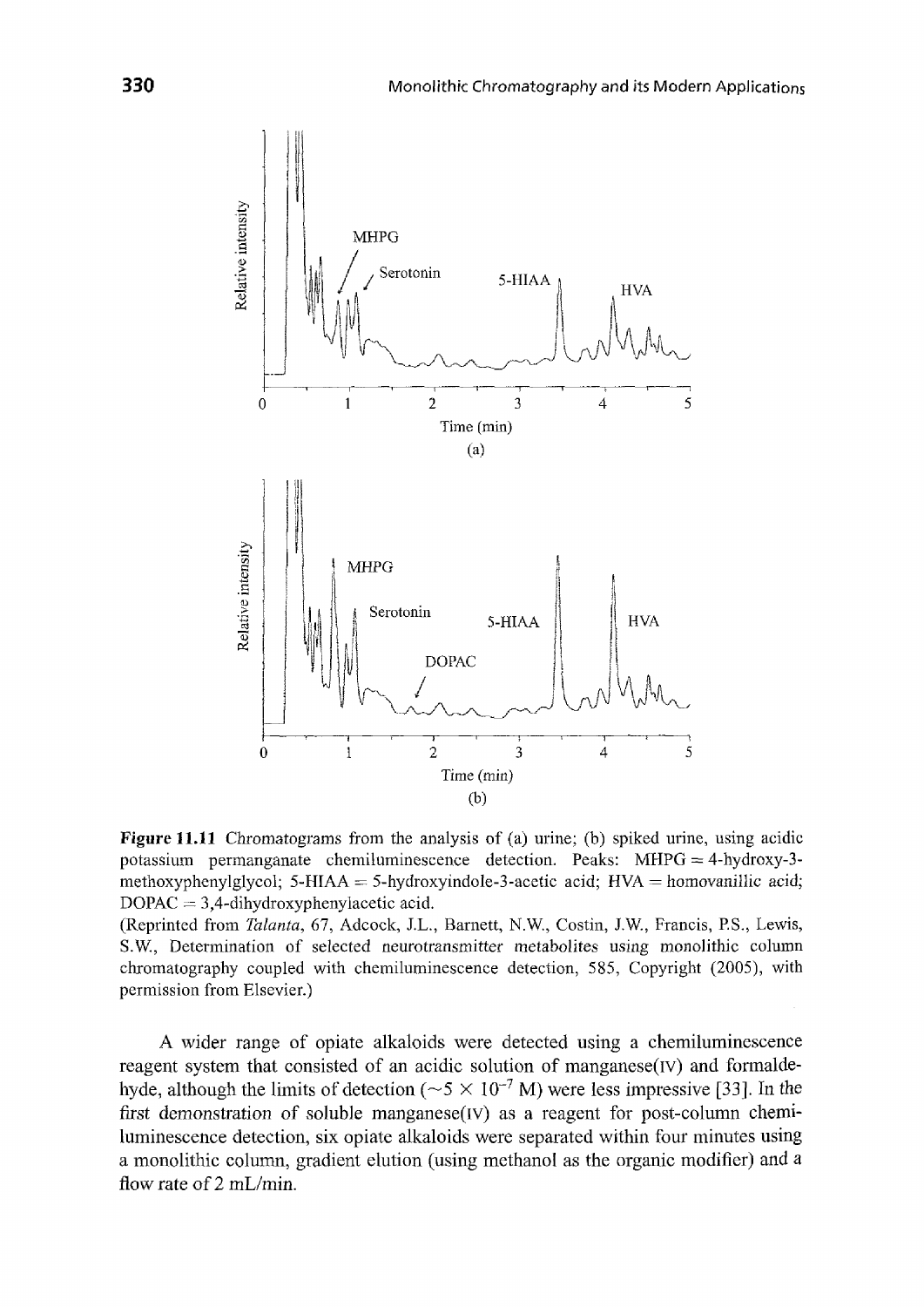**Figure 11.11** Chromatograms from the analysis of (a) urine; (b) spiked urine, using acidic potassium permanganate chemiluminescence detection. Peaks: MHPG = 4-hydroxy-3-methoxyphenylglycol; 5-HIAA = 5-hydroxyindole-3-acetic acid; HVA = homovanillic acid; DOPAC = 3,4-dihydroxyphenylacetic acid.
(Reprinted from *Talanta*, 67, Adcock, J.L., Barnett, N.W., Costin, J.W., Francis, P.S., Lewis, S.W., Determination of selected neurotransmitter metabolites using monolithic column chromatography coupled with chemiluminescence detection, 585, Copyright (2005), with permission from Elsevier.)

A wider range of opiate alkaloids were detected using a chemiluminescence reagent system that consisted of an acidic solution of manganese(IV) and formaldehyde, although the limits of detection ($\sim 5 \times 10^{-7}$ M) were less impressive [33]. In the first demonstration of soluble manganese(IV) as a reagent for post-column chemiluminescence detection, six opiate alkaloids were separated within four minutes using a monolithic column, gradient elution (using methanol as the organic modifier) and a flow rate of 2 mL/min.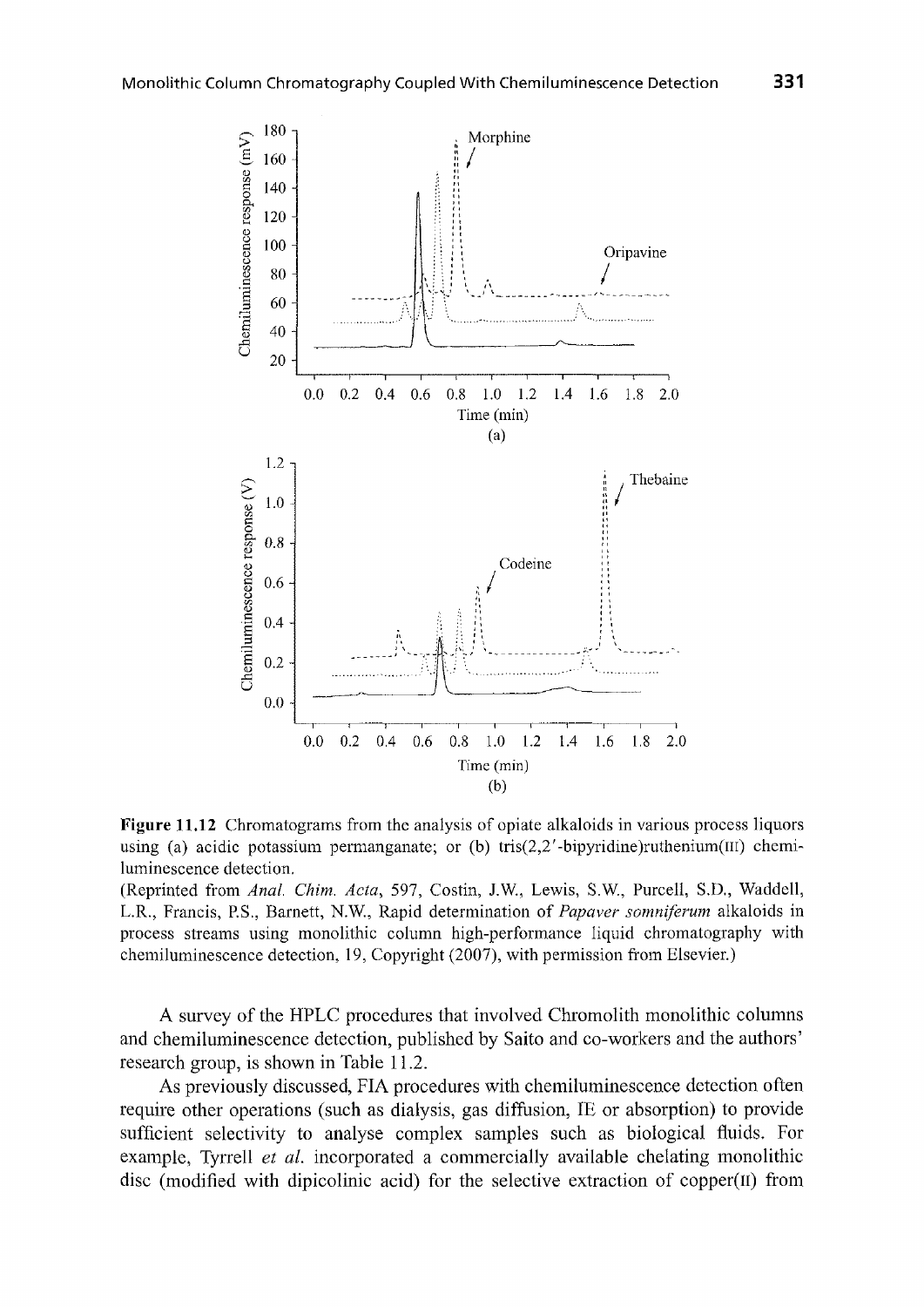**Figure 11.12** Chromatograms from the analysis of opiate alkaloids in various process liquors using (a) acidic potassium permanganate; or (b) tris(2,2′-bipyridine)ruthenium(III) chemiluminescence detection.

(Reprinted from *Anal. Chim. Acta*, 597, Costin, J.W., Lewis, S.W., Purcell, S.D., Waddell, L.R., Francis, P.S., Barnett, N.W., Rapid determination of *Papaver somniferum* alkaloids in process streams using monolithic column high-performance liquid chromatography with chemiluminescence detection, 19, Copyright (2007), with permission from Elsevier.)

A survey of the HPLC procedures that involved Chromolith monolithic columns and chemiluminescence detection, published by Saito and co-workers and the authors' research group, is shown in Table 11.2.

As previously discussed, FIA procedures with chemiluminescence detection often require other operations (such as dialysis, gas diffusion, IE or absorption) to provide sufficient selectivity to analyse complex samples such as biological fluids. For example, Tyrrell *et al.* incorporated a commercially available chelating monolithic disc (modified with dipicolinic acid) for the selective extraction of copper(II) from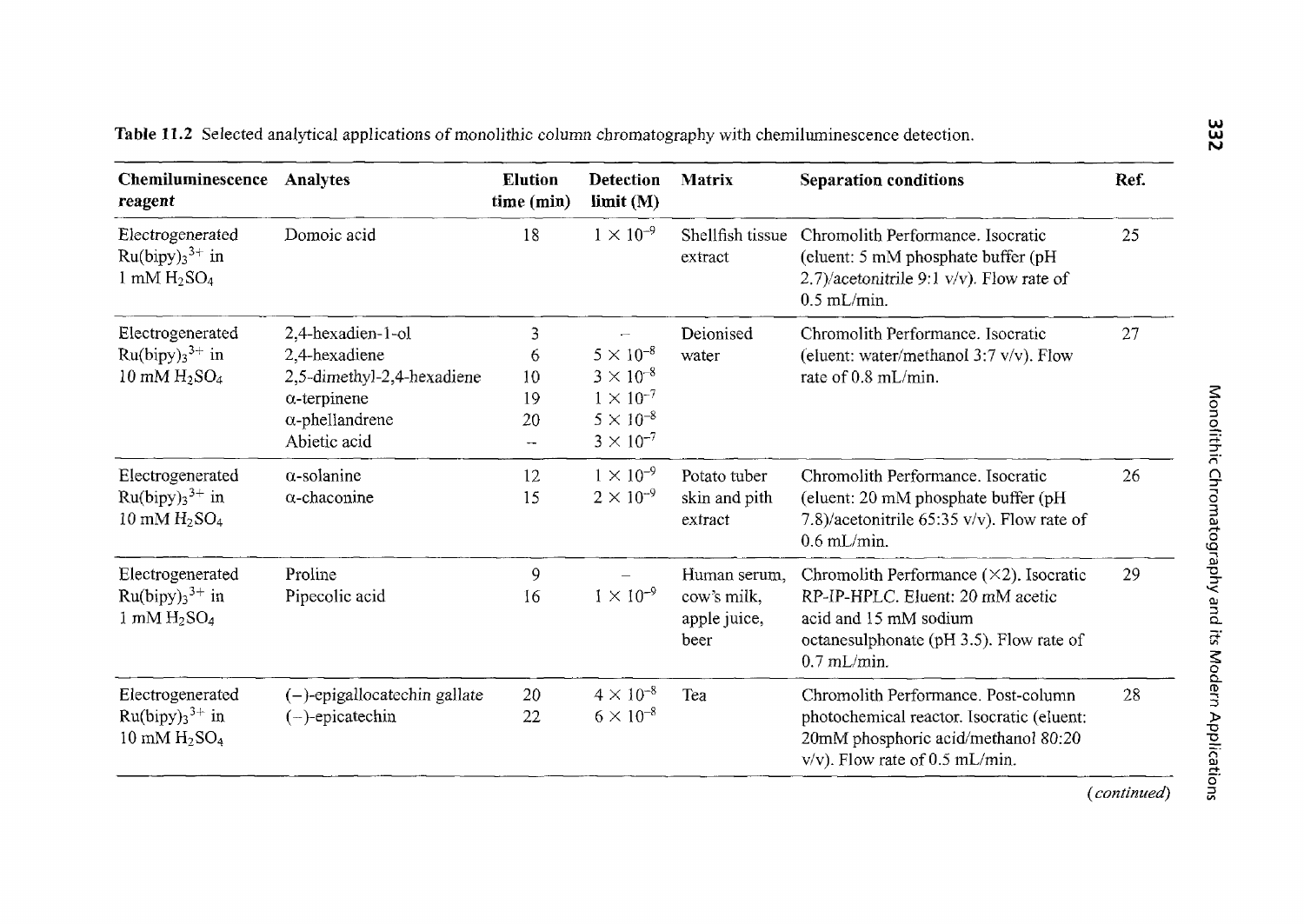**Table 11.2** Selected analytical applications of monolithic column chromatography with chemiluminescence detection.

| Chemiluminescence *reagent* | Analytes | Elution time (min) | Detection limit (M) | Matrix | Separation conditions | Ref. |
|---|---|---|---|---|---|---|
| Electrogenerated $Ru(bipy)_3^{3+}$ in 1 mM $H_2SO_4$ | Domoic acid | 18 | $1 \times 10^{-9}$ | Shellfish tissue extract | Chromolith Performance. Isocratic (eluent: 5 mM phosphate buffer (pH 2.7)/acetonitrile 9:1 v/v). Flow rate of 0.5 mL/min. | 25 |
| Electrogenerated $Ru(bipy)_3^{3+}$ in 10 mM $H_2SO_4$ | 2,4-hexadien-1-ol<br>2,4-hexadiene<br>2,5-dimethyl-2,4-hexadiene<br>α-terpinene<br>α-phellandrene<br>Abietic acid | 3<br>6<br>10<br>19<br>20<br>-- | –<br>$5 \times 10^{-8}$<br>$3 \times 10^{-8}$<br>$1 \times 10^{-7}$<br>$5 \times 10^{-8}$<br>$3 \times 10^{-7}$ | Deionised water | Chromolith Performance. Isocratic (eluent: water/methanol 3:7 v/v). Flow rate of 0.8 mL/min. | 27 |
| Electrogenerated $Ru(bipy)_3^{3+}$ in 10 mM $H_2SO_4$ | α-solanine<br>α-chaconine | 12<br>15 | $1 \times 10^{-9}$<br>$2 \times 10^{-9}$ | Potato tuber skin and pith extract | Chromolith Performance. Isocratic (eluent: 20 mM phosphate buffer (pH 7.8)/acetonitrile 65:35 v/v). Flow rate of 0.6 mL/min. | 26 |
| Electrogenerated $Ru(bipy)_3^{3+}$ in 1 mM $H_2SO_4$ | Proline<br>Pipecolic acid | 9<br>16 | –<br>$1 \times 10^{-9}$ | Human serum, cow's milk, apple juice, beer | Chromolith Performance (×2). Isocratic RP-IP-HPLC. Eluent: 20 mM acetic acid and 15 mM sodium octanesulphonate (pH 3.5). Flow rate of 0.7 mL/min. | 29 |
| Electrogenerated $Ru(bipy)_3^{3+}$ in 10 mM $H_2SO_4$ | (−)-epigallocatechin gallate<br>(−)-epicatechin | 20<br>22 | $4 \times 10^{-8}$<br>$6 \times 10^{-8}$ | Tea | Chromolith Performance. Post-column photochemical reactor. Isocratic (eluent: 20mM phosphoric acid/methanol 80:20 v/v). Flow rate of 0.5 mL/min. | 28 |

*(continued)*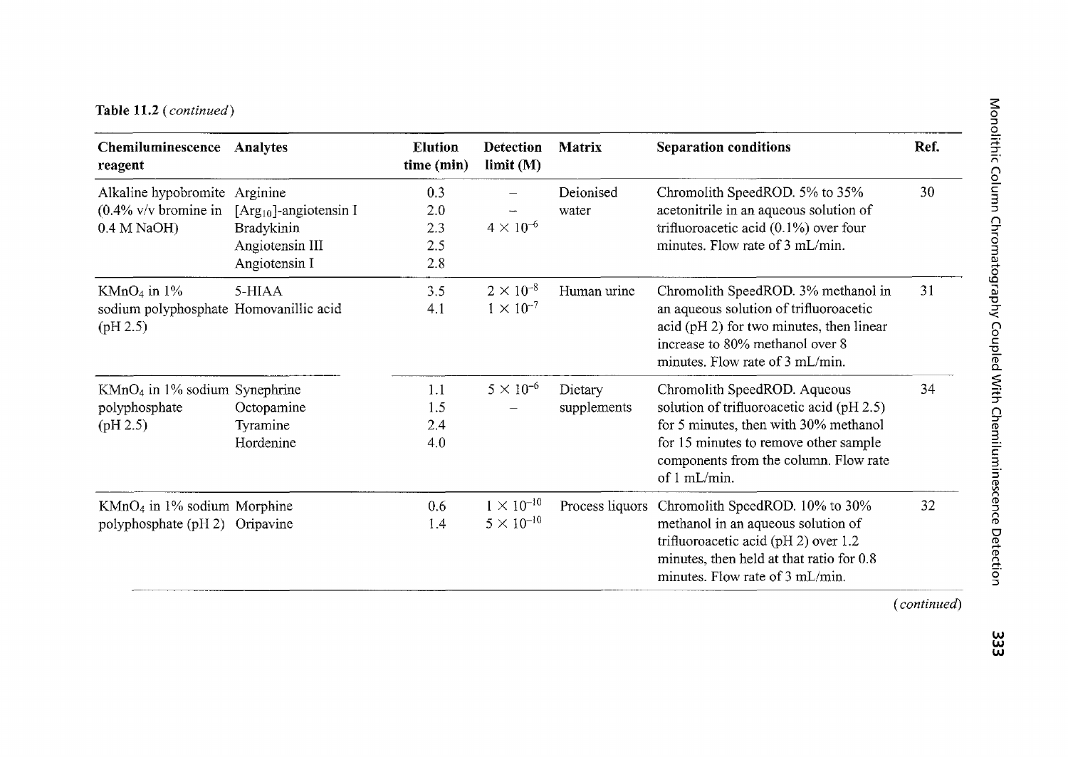**Table 11.2** (*continued*)

| Chemiluminescence reagent | Analytes | Elution time (min) | Detection limit (M) | Matrix | Separation conditions | Ref. |
|---|---|---|---|---|---|---|
| Alkaline hypobromite (0.4% v/v bromine in 0.4 M NaOH) | Arginine<br>[$Arg_{10}$]-angiotensin I<br>Bradykinin<br>Angiotensin III<br>Angiotensin I | 0.3<br>2.0<br>2.3<br>2.5<br>2.8 | –<br>–<br>$4 \times 10^{-6}$ | Deionised water | Chromolith SpeedROD. 5% to 35% acetonitrile in an aqueous solution of trifluoroacetic acid (0.1%) over four minutes. Flow rate of 3 mL/min. | 30 |
| $KMnO_4$ in 1% sodium polyphosphate (pH 2.5) | 5-HIAA<br>Homovanillic acid | 3.5<br>4.1 | $2 \times 10^{-8}$<br>$1 \times 10^{-7}$ | Human urine | Chromolith SpeedROD. 3% methanol in an aqueous solution of trifluoroacetic acid (pH 2) for two minutes, then linear increase to 80% methanol over 8 minutes. Flow rate of 3 mL/min. | 31 |
| $KMnO_4$ in 1% sodium polyphosphate (pH 2.5) | Synephrine<br>Octopamine<br>Tyramine<br>Hordenine | 1.1<br>1.5<br>2.4<br>4.0 | $5 \times 10^{-6}$<br>– | Dietary supplements | Chromolith SpeedROD. Aqueous solution of trifluoroacetic acid (pH 2.5) for 5 minutes, then with 30% methanol for 15 minutes to remove other sample components from the column. Flow rate of 1 mL/min. | 34 |
| $KMnO_4$ in 1% sodium polyphosphate (pH 2) | Morphine<br>Oripavine | 0.6<br>1.4 | $1 \times 10^{-10}$<br>$5 \times 10^{-10}$ | Process liquors | Chromolith SpeedROD. 10% to 30% methanol in an aqueous solution of trifluoroacetic acid (pH 2) over 1.2 minutes, then held at that ratio for 0.8 minutes. Flow rate of 3 mL/min. | 32 |

(*continued*)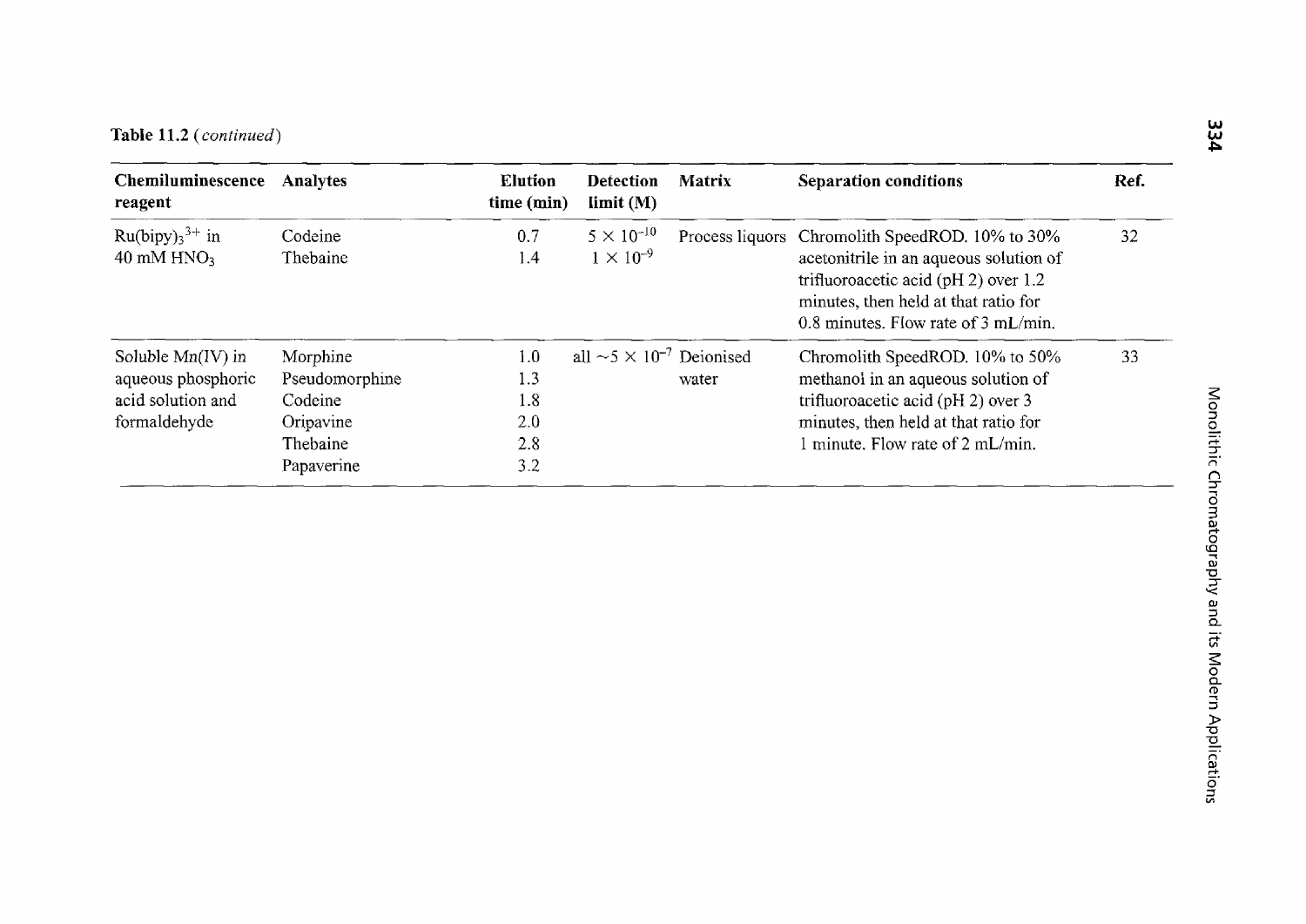**Table 11.2** (*continued*)

| Chemiluminescence reagent | Analytes | Elution time (min) | Detection limit (M) | Matrix | Separation conditions | Ref. |
|---|---|---|---|---|---|---|
| $Ru(bipy)_3^{3+}$ in 40 mM $HNO_3$ | Codeine<br>Thebaine | 0.7<br>1.4 | $5 \times 10^{-10}$<br>$1 \times 10^{-9}$ | Process liquors | Chromolith SpeedROD. 10% to 30% acetonitrile in an aqueous solution of trifluoroacetic acid (pH 2) over 1.2 minutes, then held at that ratio for 0.8 minutes. Flow rate of 3 mL/min. | 32 |
| Soluble Mn(IV) in aqueous phosphoric acid solution and formaldehyde | Morphine<br>Pseudomorphine<br>Codeine<br>Oripavine<br>Thebaine<br>Papaverine | 1.0<br>1.3<br>1.8<br>2.0<br>2.8<br>3.2 | all $\sim 5 \times 10^{-7}$ | Deionised water | Chromolith SpeedROD. 10% to 50% methanol in an aqueous solution of trifluoroacetic acid (pH 2) over 3 minutes, then held at that ratio for 1 minute. Flow rate of 2 mL/min. | 33 |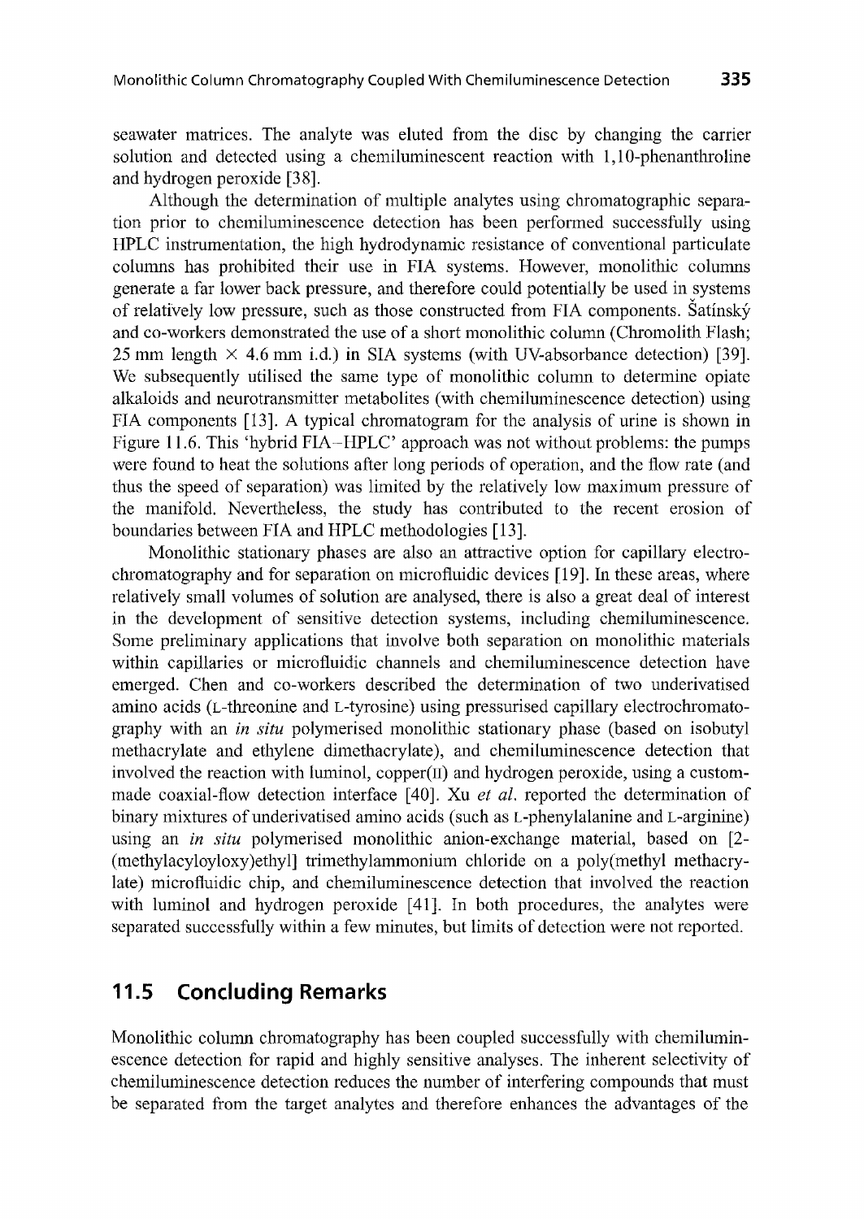seawater matrices. The analyte was eluted from the disc by changing the carrier solution and detected using a chemiluminescent reaction with 1,10-phenanthroline and hydrogen peroxide [38].

Although the determination of multiple analytes using chromatographic separation prior to chemiluminescence detection has been performed successfully using HPLC instrumentation, the high hydrodynamic resistance of conventional particulate columns has prohibited their use in FIA systems. However, monolithic columns generate a far lower back pressure, and therefore could potentially be used in systems of relatively low pressure, such as those constructed from FIA components. Šatínský and co-workers demonstrated the use of a short monolithic column (Chromolith Flash; 25 mm length × 4.6 mm i.d.) in SIA systems (with UV-absorbance detection) [39]. We subsequently utilised the same type of monolithic column to determine opiate alkaloids and neurotransmitter metabolites (with chemiluminescence detection) using FIA components [13]. A typical chromatogram for the analysis of urine is shown in Figure 11.6. This 'hybrid FIA–HPLC' approach was not without problems: the pumps were found to heat the solutions after long periods of operation, and the flow rate (and thus the speed of separation) was limited by the relatively low maximum pressure of the manifold. Nevertheless, the study has contributed to the recent erosion of boundaries between FIA and HPLC methodologies [13].

Monolithic stationary phases are also an attractive option for capillary electrochromatography and for separation on microfluidic devices [19]. In these areas, where relatively small volumes of solution are analysed, there is also a great deal of interest in the development of sensitive detection systems, including chemiluminescence. Some preliminary applications that involve both separation on monolithic materials within capillaries or microfluidic channels and chemiluminescence detection have emerged. Chen and co-workers described the determination of two underivatised amino acids (L-threonine and L-tyrosine) using pressurised capillary electrochromatography with an *in situ* polymerised monolithic stationary phase (based on isobutyl methacrylate and ethylene dimethacrylate), and chemiluminescence detection that involved the reaction with luminol, copper(II) and hydrogen peroxide, using a custom-made coaxial-flow detection interface [40]. Xu *et al.* reported the determination of binary mixtures of underivatised amino acids (such as L-phenylalanine and L-arginine) using an *in situ* polymerised monolithic anion-exchange material, based on [2-(methylacyloyloxy)ethyl] trimethylammonium chloride on a poly(methyl methacrylate) microfluidic chip, and chemiluminescence detection that involved the reaction with luminol and hydrogen peroxide [41]. In both procedures, the analytes were separated successfully within a few minutes, but limits of detection were not reported.

## 11.5 Concluding Remarks

Monolithic column chromatography has been coupled successfully with chemiluminescence detection for rapid and highly sensitive analyses. The inherent selectivity of chemiluminescence detection reduces the number of interfering compounds that must be separated from the target analytes and therefore enhances the advantages of the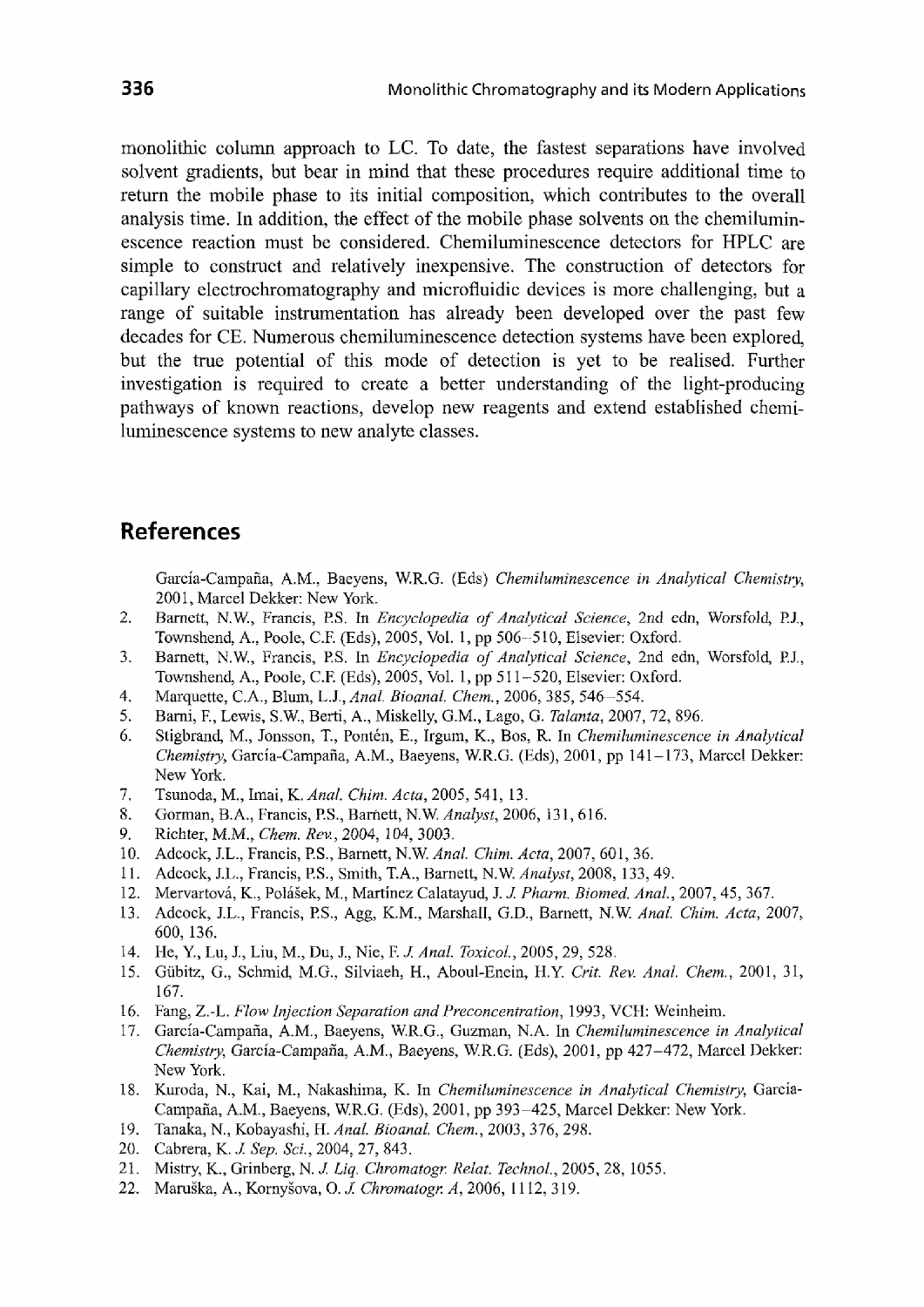monolithic column approach to LC. To date, the fastest separations have involved solvent gradients, but bear in mind that these procedures require additional time to return the mobile phase to its initial composition, which contributes to the overall analysis time. In addition, the effect of the mobile phase solvents on the chemiluminescence reaction must be considered. Chemiluminescence detectors for HPLC are simple to construct and relatively inexpensive. The construction of detectors for capillary electrochromatography and microfluidic devices is more challenging, but a range of suitable instrumentation has already been developed over the past few decades for CE. Numerous chemiluminescence detection systems have been explored, but the true potential of this mode of detection is yet to be realised. Further investigation is required to create a better understanding of the light-producing pathways of known reactions, develop new reagents and extend established chemiluminescence systems to new analyte classes.

## References

1. García-Campaña, A.M., Baeyens, W.R.G. (Eds) *Chemiluminescence in Analytical Chemistry*, 2001, Marcel Dekker: New York.
2. Barnett, N.W., Francis, P.S. In *Encyclopedia of Analytical Science*, 2nd edn, Worsfold, P.J., Townshend, A., Poole, C.F. (Eds), 2005, Vol. 1, pp 506–510, Elsevier: Oxford.
3. Barnett, N.W., Francis, P.S. In *Encyclopedia of Analytical Science*, 2nd edn, Worsfold, P.J., Townshend, A., Poole, C.F. (Eds), 2005, Vol. 1, pp 511–520, Elsevier: Oxford.
4. Marquette, C.A., Blum, L.J., *Anal. Bioanal. Chem.*, 2006, 385, 546–554.
5. Barni, F., Lewis, S.W., Berti, A., Miskelly, G.M., Lago, G. *Talanta*, 2007, 72, 896.
6. Stigbrand, M., Jonsson, T., Pontén, E., Irgum, K., Bos, R. In *Chemiluminescence in Analytical Chemistry*, García-Campaña, A.M., Baeyens, W.R.G. (Eds), 2001, pp 141–173, Marcel Dekker: New York.
7. Tsunoda, M., Imai, K. *Anal. Chim. Acta*, 2005, 541, 13.
8. Gorman, B.A., Francis, P.S., Barnett, N.W. *Analyst*, 2006, 131, 616.
9. Richter, M.M., *Chem. Rev.*, 2004, 104, 3003.
10. Adcock, J.L., Francis, P.S., Barnett, N.W. *Anal. Chim. Acta*, 2007, 601, 36.
11. Adcock, J.L., Francis, P.S., Smith, T.A., Barnett, N.W. *Analyst*, 2008, 133, 49.
12. Mervartová, K., Polášek, M., Martínez Calatayud, J. *J. Pharm. Biomed. Anal.*, 2007, 45, 367.
13. Adcock, J.L., Francis, P.S., Agg, K.M., Marshall, G.D., Barnett, N.W. *Anal. Chim. Acta*, 2007, 600, 136.
14. He, Y., Lu, J., Liu, M., Du, J., Nie, F. *J. Anal. Toxicol.*, 2005, 29, 528.
15. Gübitz, G., Schmid, M.G., Silviaeh, H., Aboul-Enein, H.Y. *Crit. Rev. Anal. Chem.*, 2001, 31, 167.
16. Fang, Z.-L. *Flow Injection Separation and Preconcentration*, 1993, VCH: Weinheim.
17. García-Campaña, A.M., Baeyens, W.R.G., Guzman, N.A. In *Chemiluminescence in Analytical Chemistry*, García-Campaña, A.M., Baeyens, W.R.G. (Eds), 2001, pp 427–472, Marcel Dekker: New York.
18. Kuroda, N., Kai, M., Nakashima, K. In *Chemiluminescence in Analytical Chemistry*, García-Campaña, A.M., Baeyens, W.R.G. (Eds), 2001, pp 393–425, Marcel Dekker: New York.
19. Tanaka, N., Kobayashi, H. *Anal. Bioanal. Chem.*, 2003, 376, 298.
20. Cabrera, K. *J. Sep. Sci.*, 2004, 27, 843.
21. Mistry, K., Grinberg, N. *J. Liq. Chromatogr. Relat. Technol.*, 2005, 28, 1055.
22. Maruška, A., Kornyšova, O. *J. Chromatogr. A*, 2006, 1112, 319.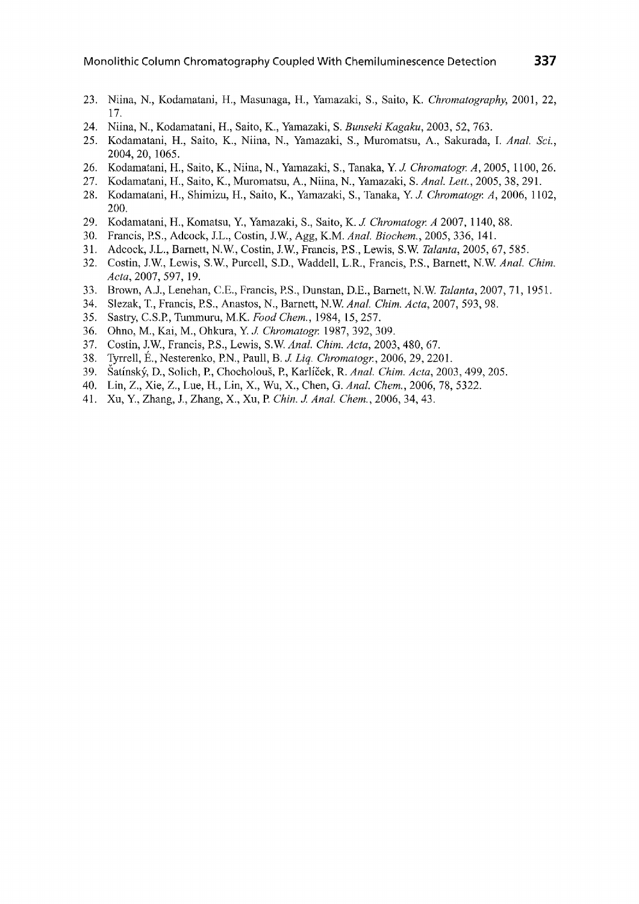23. Niina, N., Kodamatani, H., Masunaga, H., Yamazaki, S., Saito, K. *Chromatography,* 2001, 22, 17.
24. Niina, N., Kodamatani, H., Saito, K., Yamazaki, S. *Bunseki Kagaku*, 2003, 52, 763.
25. Kodamatani, H., Saito, K., Niina, N., Yamazaki, S., Muromatsu, A., Sakurada, I. *Anal. Sci.*, 2004, 20, 1065.
26. Kodamatani, H., Saito, K., Niina, N., Yamazaki, S., Tanaka, Y. *J. Chromatogr. A*, 2005, 1100, 26.
27. Kodamatani, H., Saito, K., Muromatsu, A., Niina, N., Yamazaki, S. *Anal. Lett.*, 2005, 38, 291.
28. Kodamatani, H., Shimizu, H., Saito, K., Yamazaki, S., Tanaka, Y. *J. Chromatogr. A*, 2006, 1102, 200.
29. Kodamatani, H., Komatsu, Y., Yamazaki, S., Saito, K. *J. Chromatogr. A* 2007, 1140, 88.
30. Francis, P.S., Adcock, J.L., Costin, J.W., Agg, K.M. *Anal. Biochem.*, 2005, 336, 141.
31. Adcock, J.L., Barnett, N.W., Costin, J.W., Francis, P.S., Lewis, S.W. *Talanta*, 2005, 67, 585.
32. Costin, J.W., Lewis, S.W., Purcell, S.D., Waddell, L.R., Francis, P.S., Barnett, N.W. *Anal. Chim. Acta*, 2007, 597, 19.
33. Brown, A.J., Lenehan, C.E., Francis, P.S., Dunstan, D.E., Barnett, N.W. *Talanta*, 2007, 71, 1951.
34. Slezak, T., Francis, P.S., Anastos, N., Barnett, N.W. *Anal. Chim. Acta*, 2007, 593, 98.
35. Sastry, C.S.P., Tummuru, M.K. *Food Chem.*, 1984, 15, 257.
36. Ohno, M., Kai, M., Ohkura, Y. *J. Chromatogr.* 1987, 392, 309.
37. Costin, J.W., Francis, P.S., Lewis, S.W. *Anal. Chim. Acta*, 2003, 480, 67.
38. Tyrrell, É., Nesterenko, P.N., Paull, B. *J. Liq. Chromatogr.*, 2006, 29, 2201.
39. Šatínský, D., Solich, P., Chocholouš, P., Karlíček, R. *Anal. Chim. Acta*, 2003, 499, 205.
40. Lin, Z., Xie, Z., Lue, H., Lin, X., Wu, X., Chen, G. *Anal. Chem.*, 2006, 78, 5322.
41. Xu, Y., Zhang, J., Zhang, X., Xu, P. *Chin. J. Anal. Chem.*, 2006, 34, 43.